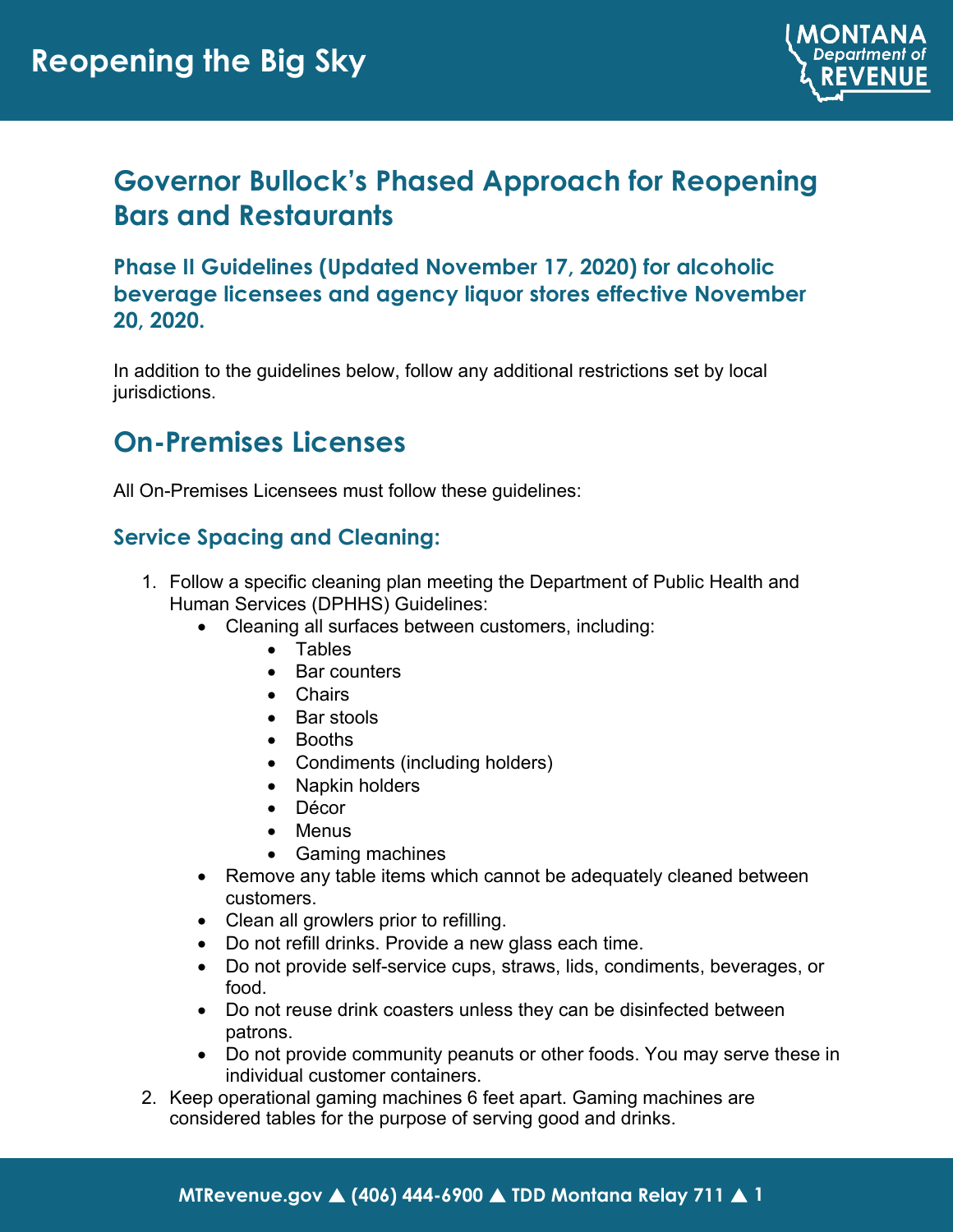# Reopening the Big Sky

## Governor Bullock's Phased Approach for Reopening Bars and Restaurants

### Phase II Guidelines (Updated November 17, 2020) for alcoholic beverage licensees and agency liquor stores effective November 20, 2020.

In addition to the guidelines below, follow any additional restrictions set by local jurisdictions.

## On-Premises Licenses

All On-Premises Licensees must follow these guidelines:

### Service Spacing and Cleaning:

1. Follow a specific cleaning plan meeting the Department of Public Health and Human Services (DPHHS) Guidelines:
    - Cleaning all surfaces between customers, including:
        - Tables
        - Bar counters
        - Chairs
        - Bar stools
        - Booths
        - Condiments (including holders)
        - Napkin holders
        - Décor
        - Menus
        - Gaming machines
    - Remove any table items which cannot be adequately cleaned between customers.
    - Clean all growlers prior to refilling.
    - Do not refill drinks. Provide a new glass each time.
    - Do not provide self-service cups, straws, lids, condiments, beverages, or food.
    - Do not reuse drink coasters unless they can be disinfected between patrons.
    - Do not provide community peanuts or other foods. You may serve these in individual customer containers.
2. Keep operational gaming machines 6 feet apart. Gaming machines are considered tables for the purpose of serving good and drinks.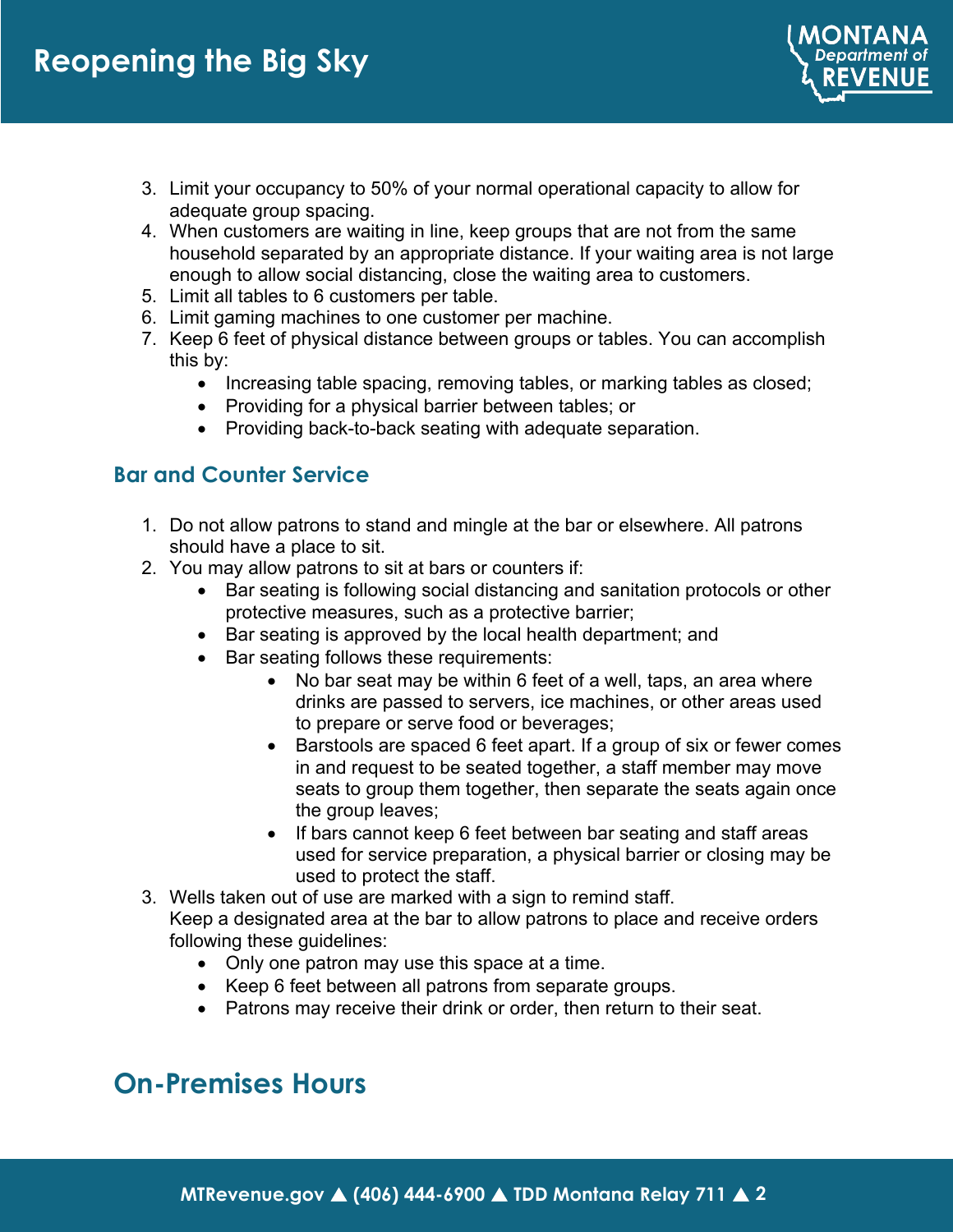3. Limit your occupancy to 50% of your normal operational capacity to allow for adequate group spacing.
4. When customers are waiting in line, keep groups that are not from the same household separated by an appropriate distance. If your waiting area is not large enough to allow social distancing, close the waiting area to customers.
5. Limit all tables to 6 customers per table.
6. Limit gaming machines to one customer per machine.
7. Keep 6 feet of physical distance between groups or tables. You can accomplish this by:
    - Increasing table spacing, removing tables, or marking tables as closed;
    - Providing for a physical barrier between tables; or
    - Providing back-to-back seating with adequate separation.

### Bar and Counter Service

1. Do not allow patrons to stand and mingle at the bar or elsewhere. All patrons should have a place to sit.
2. You may allow patrons to sit at bars or counters if:
    - Bar seating is following social distancing and sanitation protocols or other protective measures, such as a protective barrier;
    - Bar seating is approved by the local health department; and
    - Bar seating follows these requirements:
        - No bar seat may be within 6 feet of a well, taps, an area where drinks are passed to servers, ice machines, or other areas used to prepare or serve food or beverages;
        - Barstools are spaced 6 feet apart. If a group of six or fewer comes in and request to be seated together, a staff member may move seats to group them together, then separate the seats again once the group leaves;
        - If bars cannot keep 6 feet between bar seating and staff areas used for service preparation, a physical barrier or closing may be used to protect the staff.
3. Wells taken out of use are marked with a sign to remind staff.
   Keep a designated area at the bar to allow patrons to place and receive orders following these guidelines:
    - Only one patron may use this space at a time.
    - Keep 6 feet between all patrons from separate groups.
    - Patrons may receive their drink or order, then return to their seat.

## On-Premises Hours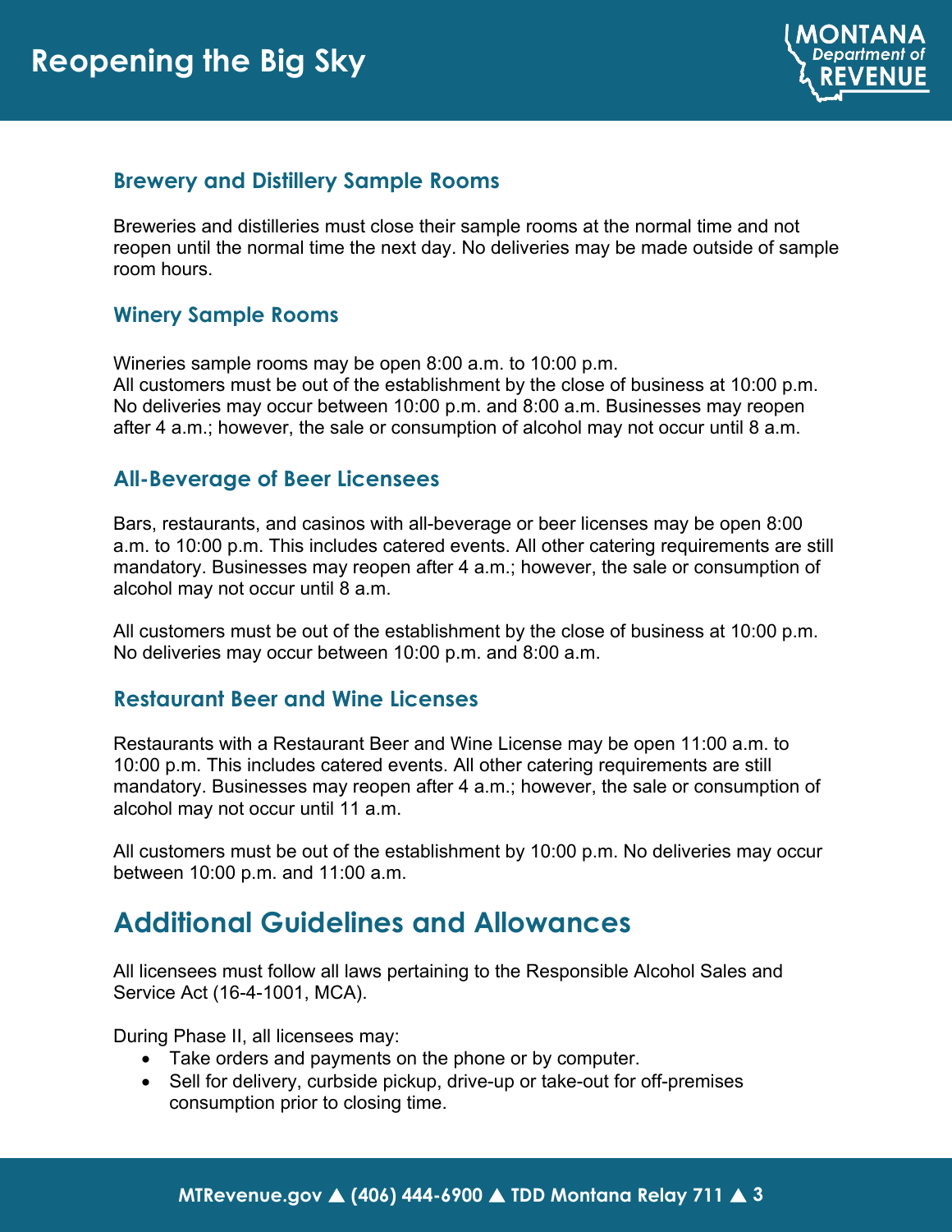### Brewery and Distillery Sample Rooms

Breweries and distilleries must close their sample rooms at the normal time and not reopen until the normal time the next day. No deliveries may be made outside of sample room hours.

### Winery Sample Rooms

Wineries sample rooms may be open 8:00 a.m. to 10:00 p.m.
All customers must be out of the establishment by the close of business at 10:00 p.m. No deliveries may occur between 10:00 p.m. and 8:00 a.m. Businesses may reopen after 4 a.m.; however, the sale or consumption of alcohol may not occur until 8 a.m.

### All-Beverage of Beer Licensees

Bars, restaurants, and casinos with all-beverage or beer licenses may be open 8:00 a.m. to 10:00 p.m. This includes catered events. All other catering requirements are still mandatory. Businesses may reopen after 4 a.m.; however, the sale or consumption of alcohol may not occur until 8 a.m.

All customers must be out of the establishment by the close of business at 10:00 p.m. No deliveries may occur between 10:00 p.m. and 8:00 a.m.

### Restaurant Beer and Wine Licenses

Restaurants with a Restaurant Beer and Wine License may be open 11:00 a.m. to 10:00 p.m. This includes catered events. All other catering requirements are still mandatory. Businesses may reopen after 4 a.m.; however, the sale or consumption of alcohol may not occur until 11 a.m.

All customers must be out of the establishment by 10:00 p.m. No deliveries may occur between 10:00 p.m. and 11:00 a.m.

## Additional Guidelines and Allowances

All licensees must follow all laws pertaining to the Responsible Alcohol Sales and Service Act (16-4-1001, MCA).

During Phase II, all licensees may:

- Take orders and payments on the phone or by computer.
- Sell for delivery, curbside pickup, drive-up or take-out for off-premises consumption prior to closing time.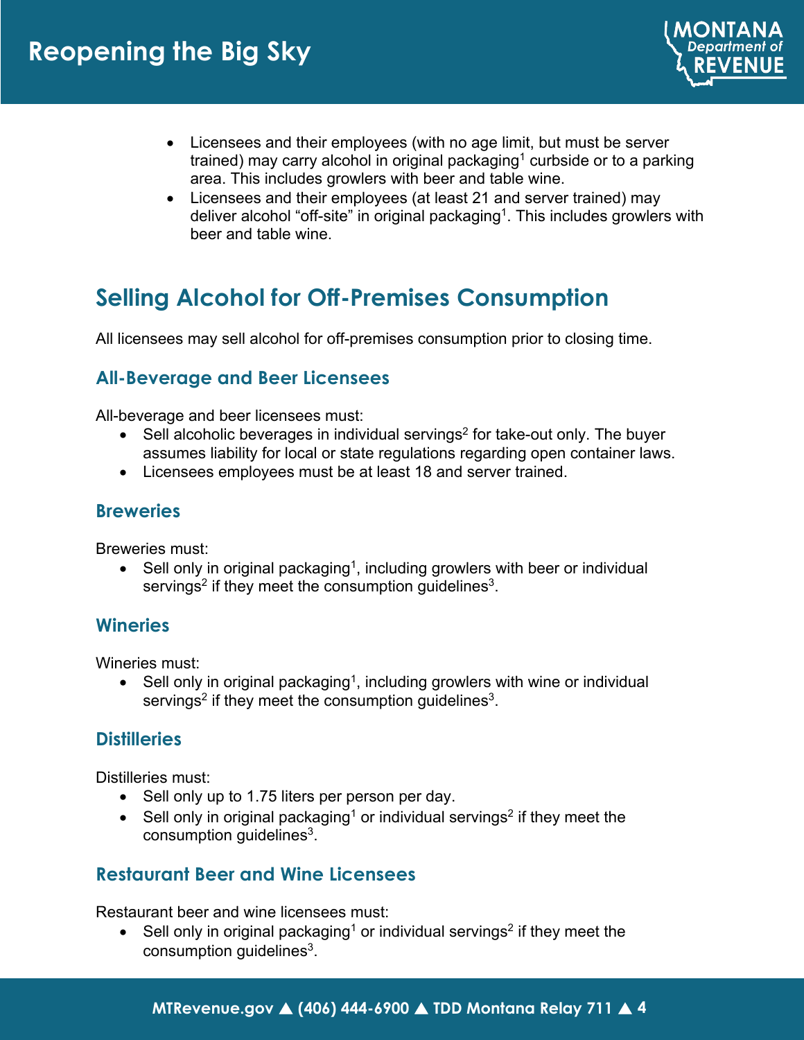- Licensees and their employees (with no age limit, but must be server trained) may carry alcohol in original packaging[1] curbside or to a parking area. This includes growlers with beer and table wine.
- Licensees and their employees (at least 21 and server trained) may deliver alcohol "off-site" in original packaging[1]. This includes growlers with beer and table wine.

## Selling Alcohol for Off-Premises Consumption

All licensees may sell alcohol for off-premises consumption prior to closing time.

### All-Beverage and Beer Licensees

All-beverage and beer licensees must:

- Sell alcoholic beverages in individual servings[2] for take-out only. The buyer assumes liability for local or state regulations regarding open container laws.
- Licensees employees must be at least 18 and server trained.

### Breweries

Breweries must:

- Sell only in original packaging[1], including growlers with beer or individual servings[2] if they meet the consumption guidelines[3].

### Wineries

Wineries must:

- Sell only in original packaging[1], including growlers with wine or individual servings[2] if they meet the consumption guidelines[3].

### Distilleries

Distilleries must:

- Sell only up to 1.75 liters per person per day.
- Sell only in original packaging[1] or individual servings[2] if they meet the consumption guidelines[3].

### Restaurant Beer and Wine Licensees

Restaurant beer and wine licensees must:

- Sell only in original packaging[1] or individual servings[2] if they meet the consumption guidelines[3].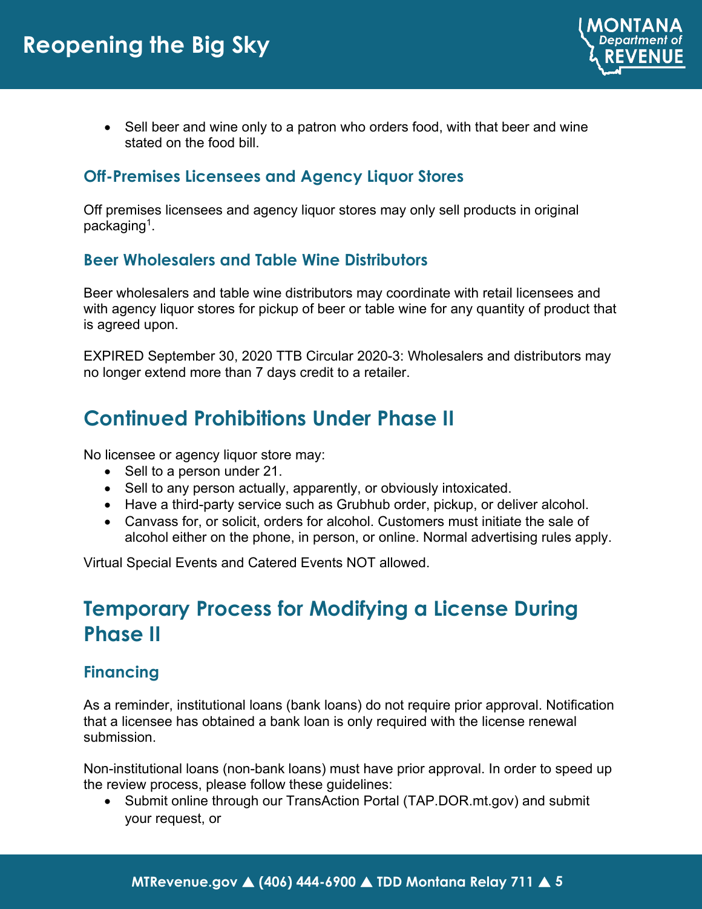- Sell beer and wine only to a patron who orders food, with that beer and wine stated on the food bill.

### Off-Premises Licensees and Agency Liquor Stores

Off premises licensees and agency liquor stores may only sell products in original packaging[1].

### Beer Wholesalers and Table Wine Distributors

Beer wholesalers and table wine distributors may coordinate with retail licensees and with agency liquor stores for pickup of beer or table wine for any quantity of product that is agreed upon.

EXPIRED September 30, 2020 TTB Circular 2020-3: Wholesalers and distributors may no longer extend more than 7 days credit to a retailer.

## Continued Prohibitions Under Phase II

No licensee or agency liquor store may:

- Sell to a person under 21.
- Sell to any person actually, apparently, or obviously intoxicated.
- Have a third-party service such as Grubhub order, pickup, or deliver alcohol.
- Canvass for, or solicit, orders for alcohol. Customers must initiate the sale of alcohol either on the phone, in person, or online. Normal advertising rules apply.

Virtual Special Events and Catered Events NOT allowed.

## Temporary Process for Modifying a License During Phase II

### Financing

As a reminder, institutional loans (bank loans) do not require prior approval. Notification that a licensee has obtained a bank loan is only required with the license renewal submission.

Non-institutional loans (non-bank loans) must have prior approval. In order to speed up the review process, please follow these guidelines:

- Submit online through our TransAction Portal (TAP.DOR.mt.gov) and submit your request, or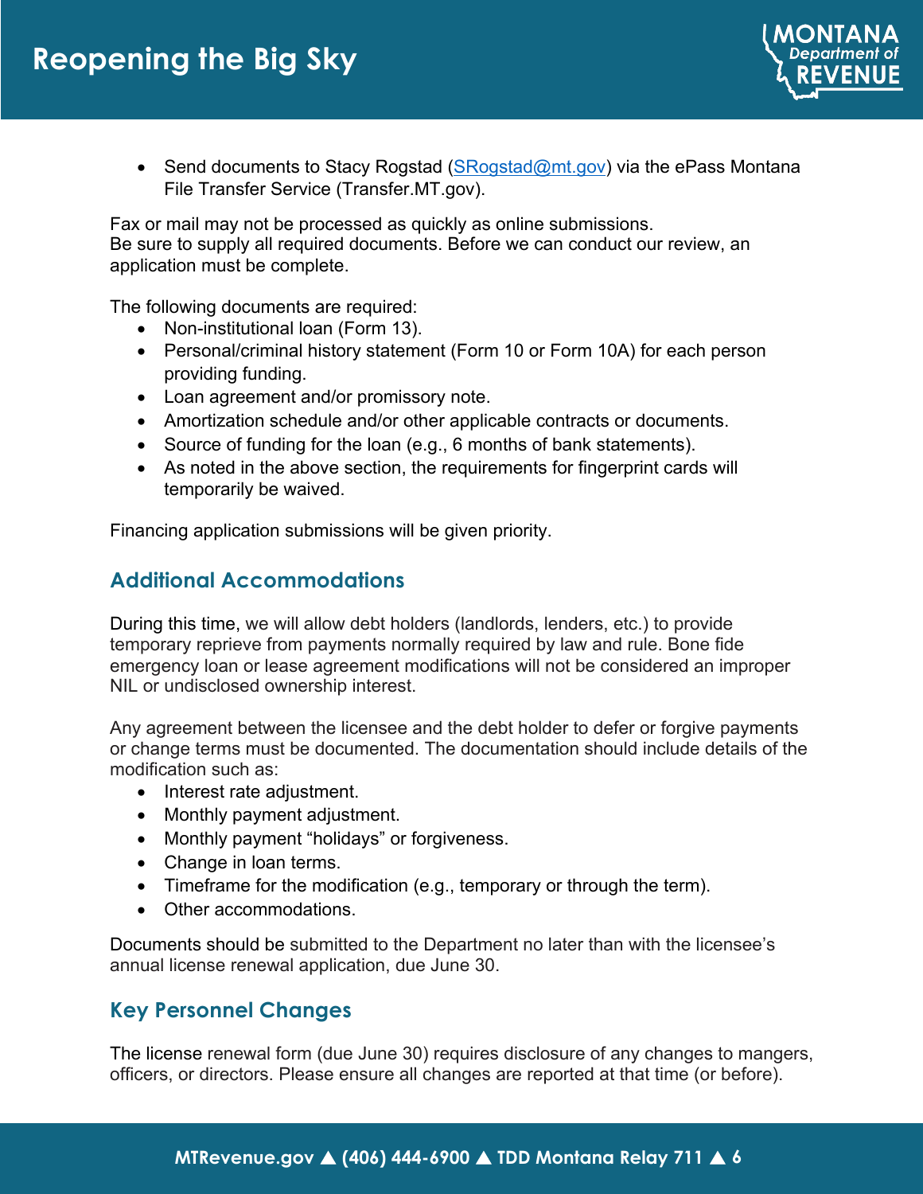- Send documents to Stacy Rogstad (SRogstad@mt.gov) via the ePass Montana File Transfer Service (Transfer.MT.gov).

Fax or mail may not be processed as quickly as online submissions.
Be sure to supply all required documents. Before we can conduct our review, an application must be complete.

The following documents are required:

- Non-institutional loan (Form 13).
- Personal/criminal history statement (Form 10 or Form 10A) for each person providing funding.
- Loan agreement and/or promissory note.
- Amortization schedule and/or other applicable contracts or documents.
- Source of funding for the loan (e.g., 6 months of bank statements).
- As noted in the above section, the requirements for fingerprint cards will temporarily be waived.

Financing application submissions will be given priority.

## Additional Accommodations

During this time, we will allow debt holders (landlords, lenders, etc.) to provide temporary reprieve from payments normally required by law and rule. Bone fide emergency loan or lease agreement modifications will not be considered an improper NIL or undisclosed ownership interest.

Any agreement between the licensee and the debt holder to defer or forgive payments or change terms must be documented. The documentation should include details of the modification such as:

- Interest rate adjustment.
- Monthly payment adjustment.
- Monthly payment "holidays" or forgiveness.
- Change in loan terms.
- Timeframe for the modification (e.g., temporary or through the term).
- Other accommodations.

Documents should be submitted to the Department no later than with the licensee's annual license renewal application, due June 30.

## Key Personnel Changes

The license renewal form (due June 30) requires disclosure of any changes to mangers, officers, or directors. Please ensure all changes are reported at that time (or before).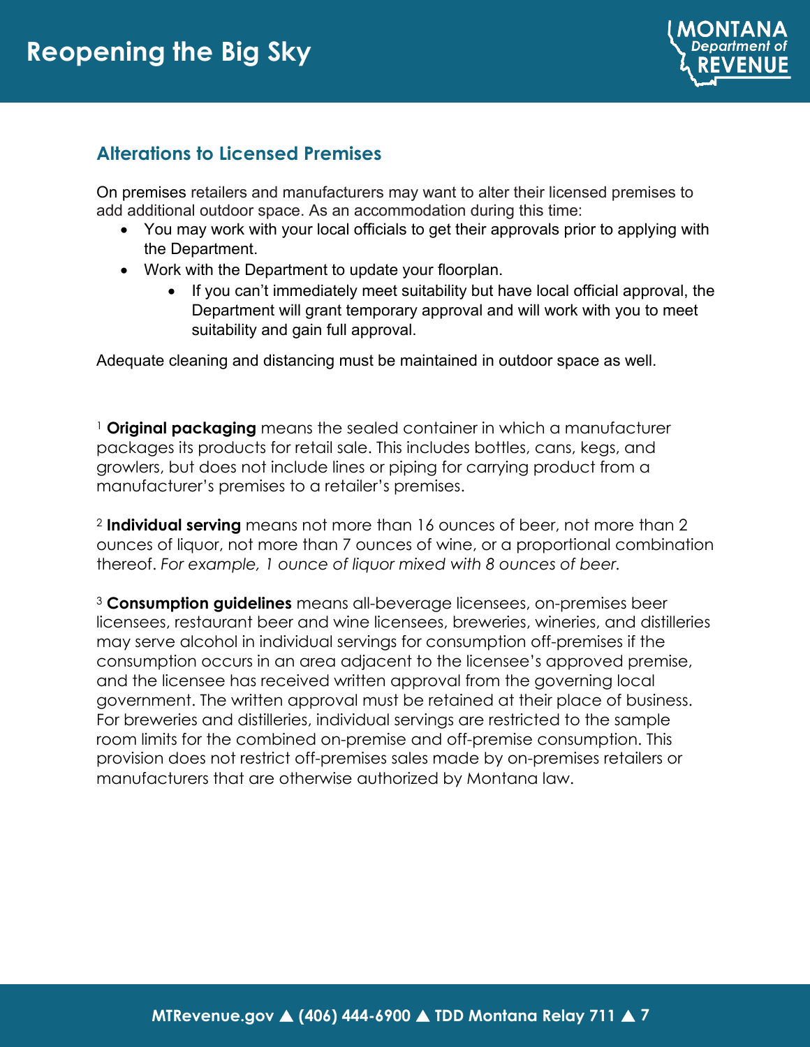## Alterations to Licensed Premises

On premises retailers and manufacturers may want to alter their licensed premises to add additional outdoor space. As an accommodation during this time:

- You may work with your local officials to get their approvals prior to applying with the Department.
- Work with the Department to update your floorplan.
    - If you can't immediately meet suitability but have local official approval, the Department will grant temporary approval and will work with you to meet suitability and gain full approval.

Adequate cleaning and distancing must be maintained in outdoor space as well.

[1] **Original packaging** means the sealed container in which a manufacturer packages its products for retail sale. This includes bottles, cans, kegs, and growlers, but does not include lines or piping for carrying product from a manufacturer's premises to a retailer's premises.

[2] **Individual serving** means not more than 16 ounces of beer, not more than 2 ounces of liquor, not more than 7 ounces of wine, or a proportional combination thereof. *For example, 1 ounce of liquor mixed with 8 ounces of beer.*

[3] **Consumption guidelines** means all-beverage licensees, on-premises beer licensees, restaurant beer and wine licensees, breweries, wineries, and distilleries may serve alcohol in individual servings for consumption off-premises if the consumption occurs in an area adjacent to the licensee's approved premise, and the licensee has received written approval from the governing local government. The written approval must be retained at their place of business. For breweries and distilleries, individual servings are restricted to the sample room limits for the combined on-premise and off-premise consumption. This provision does not restrict off-premises sales made by on-premises retailers or manufacturers that are otherwise authorized by Montana law.